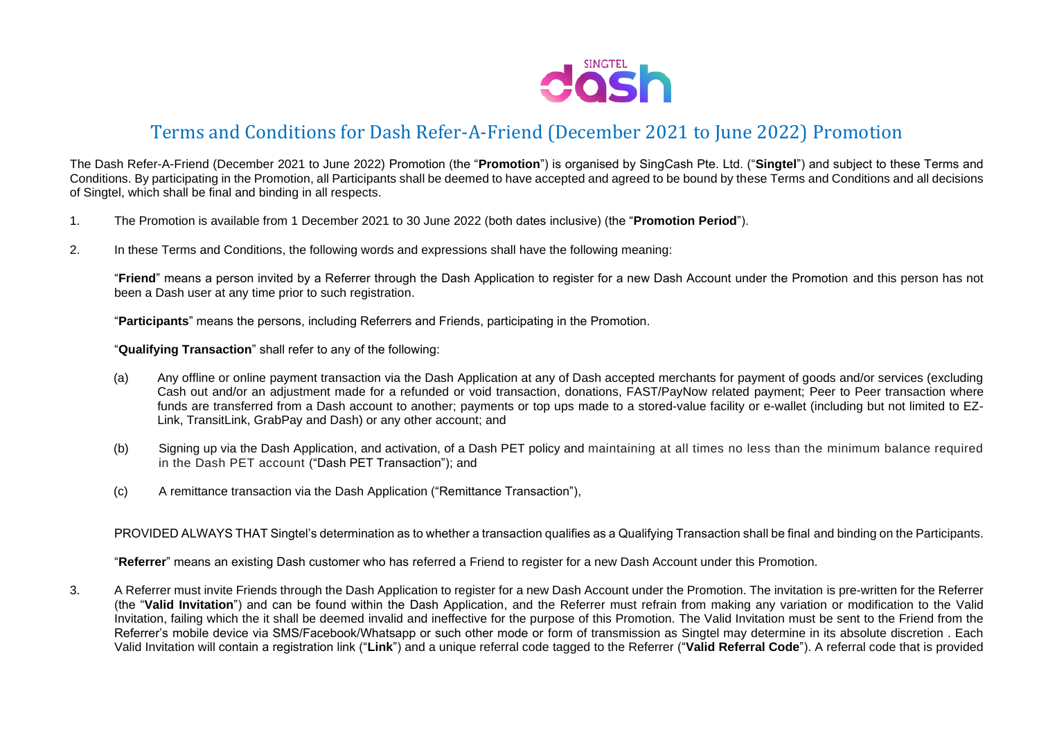# Terms and Conditions for Dash Refer-A-Friend (December 2021 to June 2022) Promotion

The Dash Refer-A-Friend (December 2021 to June 2022) Promotion (the "**Promotion**") is organised by SingCash Pte. Ltd. ("**Singtel**") and subject to these Terms and Conditions. By participating in the Promotion, all Participants shall be deemed to have accepted and agreed to be bound by these Terms and Conditions and all decisions of Singtel, which shall be final and binding in all respects.

1. The Promotion is available from 1 December 2021 to 30 June 2022 (both dates inclusive) (the "**Promotion Period**").

2. In these Terms and Conditions, the following words and expressions shall have the following meaning:

   "**Friend**" means a person invited by a Referrer through the Dash Application to register for a new Dash Account under the Promotion and this person has not been a Dash user at any time prior to such registration.

   "**Participants**" means the persons, including Referrers and Friends, participating in the Promotion.

   "**Qualifying Transaction**" shall refer to any of the following:

   (a) Any offline or online payment transaction via the Dash Application at any of Dash accepted merchants for payment of goods and/or services (excluding Cash out and/or an adjustment made for a refunded or void transaction, donations, FAST/PayNow related payment; Peer to Peer transaction where funds are transferred from a Dash account to another; payments or top ups made to a stored-value facility or e-wallet (including but not limited to EZ-Link, TransitLink, GrabPay and Dash) or any other account; and

   (b) Signing up via the Dash Application, and activation, of a Dash PET policy and maintaining at all times no less than the minimum balance required in the Dash PET account ("Dash PET Transaction"); and

   (c) A remittance transaction via the Dash Application ("Remittance Transaction"),

   PROVIDED ALWAYS THAT Singtel's determination as to whether a transaction qualifies as a Qualifying Transaction shall be final and binding on the Participants.

   "**Referrer**" means an existing Dash customer who has referred a Friend to register for a new Dash Account under this Promotion.

3. A Referrer must invite Friends through the Dash Application to register for a new Dash Account under the Promotion. The invitation is pre-written for the Referrer (the "**Valid Invitation**") and can be found within the Dash Application, and the Referrer must refrain from making any variation or modification to the Valid Invitation, failing which the it shall be deemed invalid and ineffective for the purpose of this Promotion. The Valid Invitation must be sent to the Friend from the Referrer's mobile device via SMS/Facebook/Whatsapp or such other mode or form of transmission as Singtel may determine in its absolute discretion . Each Valid Invitation will contain a registration link ("**Link**") and a unique referral code tagged to the Referrer ("**Valid Referral Code**"). A referral code that is provided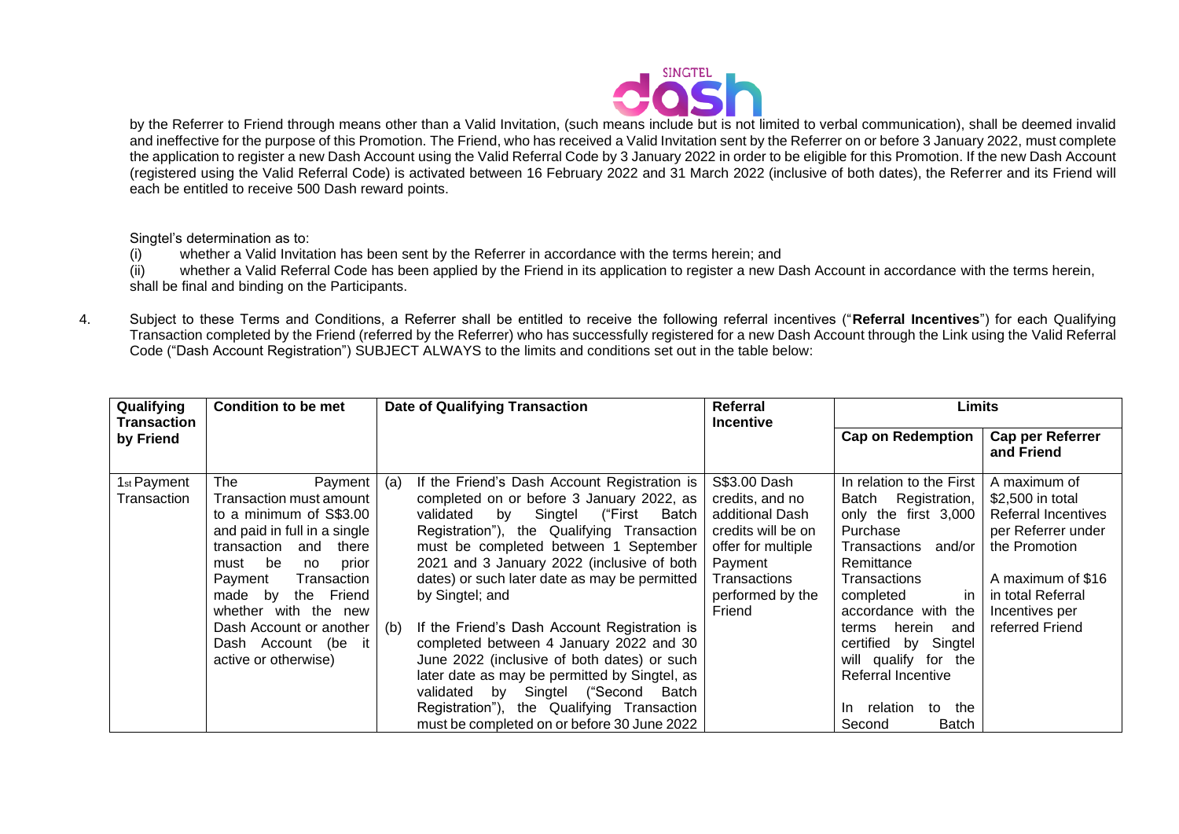by the Referrer to Friend through means other than a Valid Invitation, (such means include but is not limited to verbal communication), shall be deemed invalid and ineffective for the purpose of this Promotion. The Friend, who has received a Valid Invitation sent by the Referrer on or before 3 January 2022, must complete the application to register a new Dash Account using the Valid Referral Code by 3 January 2022 in order to be eligible for this Promotion. If the new Dash Account (registered using the Valid Referral Code) is activated between 16 February 2022 and 31 March 2022 (inclusive of both dates), the Referrer and its Friend will each be entitled to receive 500 Dash reward points.

Singtel's determination as to:

(i) whether a Valid Invitation has been sent by the Referrer in accordance with the terms herein; and

(ii) whether a Valid Referral Code has been applied by the Friend in its application to register a new Dash Account in accordance with the terms herein,

shall be final and binding on the Participants.

4. Subject to these Terms and Conditions, a Referrer shall be entitled to receive the following referral incentives ("**Referral Incentives**") for each Qualifying Transaction completed by the Friend (referred by the Referrer) who has successfully registered for a new Dash Account through the Link using the Valid Referral Code ("Dash Account Registration") SUBJECT ALWAYS to the limits and conditions set out in the table below:

| **Qualifying Transaction by Friend** | **Condition to be met** | **Date of Qualifying Transaction** | **Referral Incentive** | **Limits** | |
|---|---|---|---|---|---|
| | | | | **Cap on Redemption** | **Cap per Referrer and Friend** |
| 1st Payment Transaction | The Payment Transaction must amount to a minimum of S$3.00 and paid in full in a single transaction and there must be no prior Payment Transaction made by the Friend whether with the new Dash Account or another Dash Account (be it active or otherwise) | (a) If the Friend's Dash Account Registration is completed on or before 3 January 2022, as validated by Singtel ("First Batch Registration"), the Qualifying Transaction must be completed between 1 September 2021 and 3 January 2022 (inclusive of both dates) or such later date as may be permitted by Singtel; and<br><br>(b) If the Friend's Dash Account Registration is completed between 4 January 2022 and 30 June 2022 (inclusive of both dates) or such later date as may be permitted by Singtel, as validated by Singtel ("Second Batch Registration"), the Qualifying Transaction must be completed on or before 30 June 2022 | S$3.00 Dash credits, and no additional Dash credits will be on offer for multiple Payment Transactions performed by the Friend | In relation to the First Batch Registration, only the first 3,000 Purchase Transactions and/or Remittance Transactions completed in accordance with the terms herein and certified by Singtel will qualify for the Referral Incentive<br><br>In relation to the Second Batch | A maximum of $2,500 in total Referral Incentives per Referrer under the Promotion<br><br>A maximum of $16 in total Referral Incentives per referred Friend |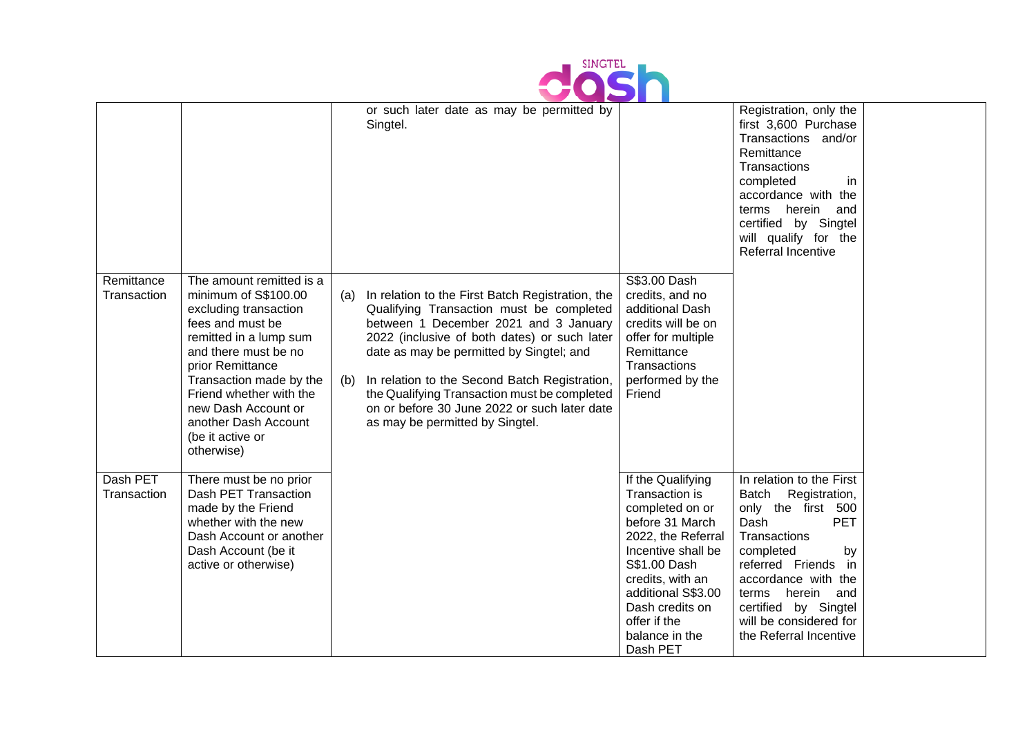| | | | | | |
|---|---|---|---|---|---|
| | | or such later date as may be permitted by Singtel. | | Registration, only the first 3,600 Purchase Transactions and/or Remittance Transactions completed in accordance with the terms herein and certified by Singtel will qualify for the Referral Incentive | |
| Remittance Transaction | The amount remitted is a minimum of S$100.00 excluding transaction fees and must be remitted in a lump sum and there must be no prior Remittance Transaction made by the Friend whether with the new Dash Account or another Dash Account (be it active or otherwise) | (a) In relation to the First Batch Registration, the Qualifying Transaction must be completed between 1 December 2021 and 3 January 2022 (inclusive of both dates) or such later date as may be permitted by Singtel; and<br>(b) In relation to the Second Batch Registration, the Qualifying Transaction must be completed on or before 30 June 2022 or such later date as may be permitted by Singtel. | S$3.00 Dash credits, and no additional Dash credits will be on offer for multiple Remittance Transactions performed by the Friend | | |
| Dash PET Transaction | There must be no prior Dash PET Transaction made by the Friend whether with the new Dash Account or another Dash Account (be it active or otherwise) | | If the Qualifying Transaction is completed on or before 31 March 2022, the Referral Incentive shall be S$1.00 Dash credits, with an additional S$3.00 Dash credits on offer if the balance in the Dash PET | In relation to the First Batch Registration, only the first 500 Dash PET Transactions completed by referred Friends in accordance with the terms herein and certified by Singtel will be considered for the Referral Incentive | |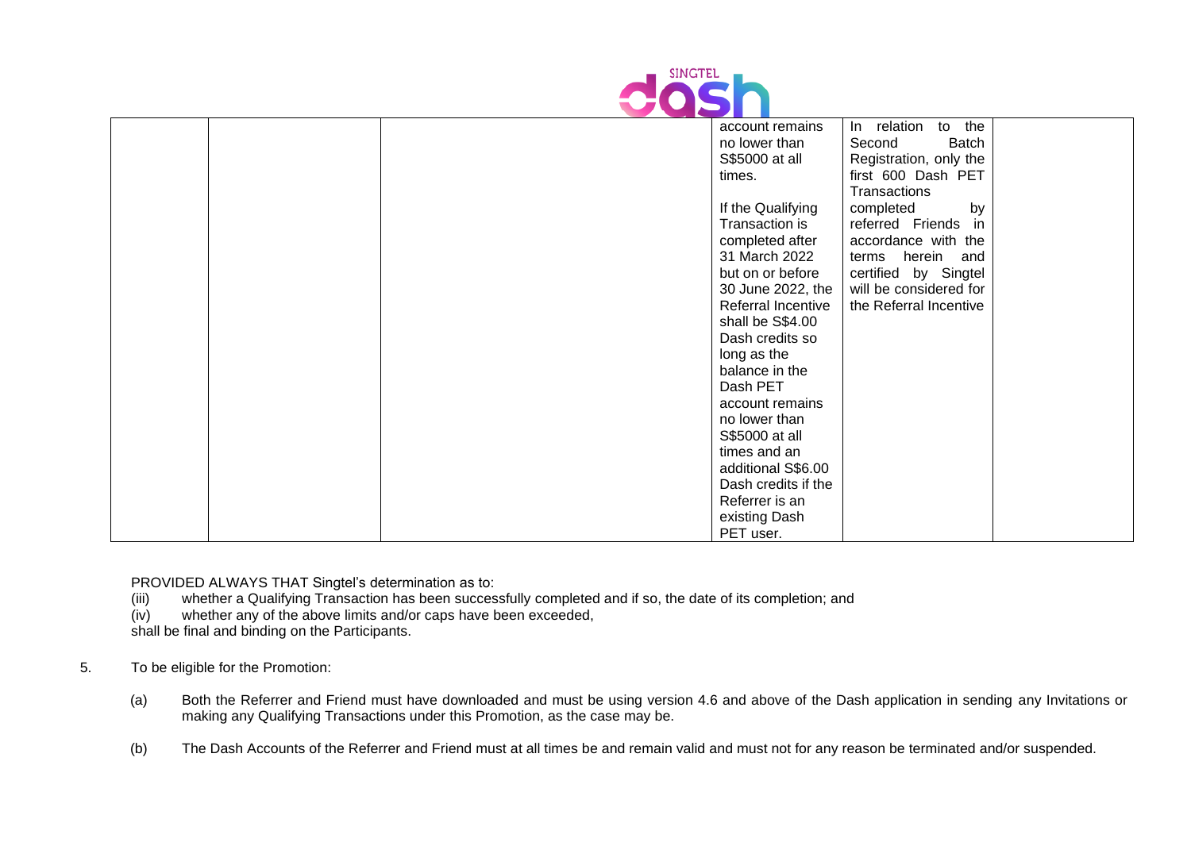| | | | account remains no lower than S$5000 at all times.<br><br>If the Qualifying Transaction is completed after 31 March 2022 but on or before 30 June 2022, the Referral Incentive shall be S$4.00 Dash credits so long as the balance in the Dash PET account remains no lower than S$5000 at all times and an additional S$6.00 Dash credits if the Referrer is an existing Dash PET user. | In relation to the Second Batch Registration, only the first 600 Dash PET Transactions completed by referred Friends in accordance with the terms herein and certified by Singtel will be considered for the Referral Incentive | |
|---|---|---|---|---|---|

PROVIDED ALWAYS THAT Singtel's determination as to:

(iii) whether a Qualifying Transaction has been successfully completed and if so, the date of its completion; and

(iv) whether any of the above limits and/or caps have been exceeded,

shall be final and binding on the Participants.

5. To be eligible for the Promotion:

   (a) Both the Referrer and Friend must have downloaded and must be using version 4.6 and above of the Dash application in sending any Invitations or making any Qualifying Transactions under this Promotion, as the case may be.

   (b) The Dash Accounts of the Referrer and Friend must at all times be and remain valid and must not for any reason be terminated and/or suspended.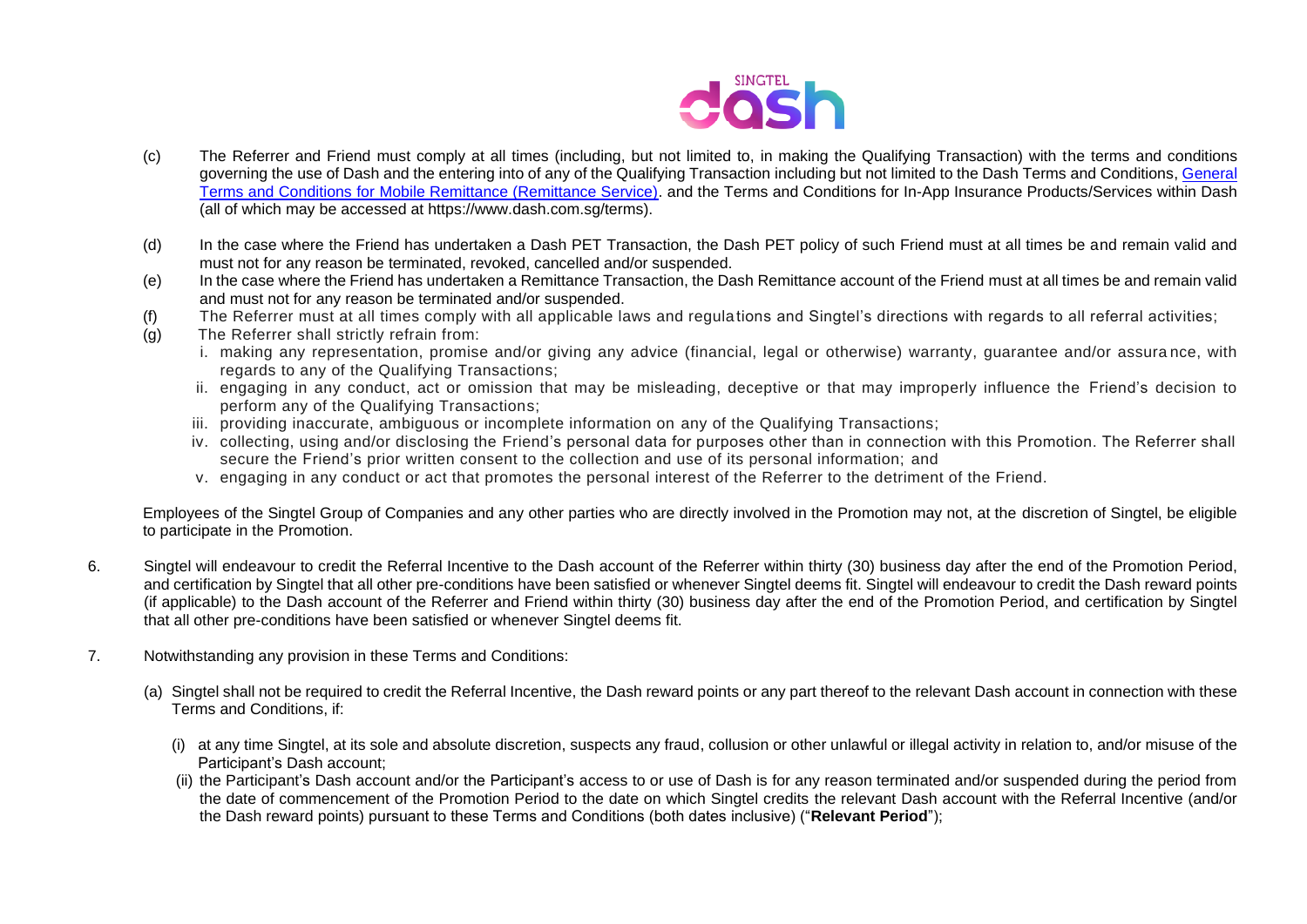(c) The Referrer and Friend must comply at all times (including, but not limited to, in making the Qualifying Transaction) with the terms and conditions governing the use of Dash and the entering into of any of the Qualifying Transaction including but not limited to the Dash Terms and Conditions, General Terms and Conditions for Mobile Remittance (Remittance Service). and the Terms and Conditions for In-App Insurance Products/Services within Dash (all of which may be accessed at https://www.dash.com.sg/terms).

(d) In the case where the Friend has undertaken a Dash PET Transaction, the Dash PET policy of such Friend must at all times be and remain valid and must not for any reason be terminated, revoked, cancelled and/or suspended.

(e) In the case where the Friend has undertaken a Remittance Transaction, the Dash Remittance account of the Friend must at all times be and remain valid and must not for any reason be terminated and/or suspended.

(f) The Referrer must at all times comply with all applicable laws and regulations and Singtel's directions with regards to all referral activities;

(g) The Referrer shall strictly refrain from:

i. making any representation, promise and/or giving any advice (financial, legal or otherwise) warranty, guarantee and/or assurance, with regards to any of the Qualifying Transactions;

ii. engaging in any conduct, act or omission that may be misleading, deceptive or that may improperly influence the Friend's decision to perform any of the Qualifying Transactions;

iii. providing inaccurate, ambiguous or incomplete information on any of the Qualifying Transactions;

iv. collecting, using and/or disclosing the Friend's personal data for purposes other than in connection with this Promotion. The Referrer shall secure the Friend's prior written consent to the collection and use of its personal information; and

v. engaging in any conduct or act that promotes the personal interest of the Referrer to the detriment of the Friend.

Employees of the Singtel Group of Companies and any other parties who are directly involved in the Promotion may not, at the discretion of Singtel, be eligible to participate in the Promotion.

6. Singtel will endeavour to credit the Referral Incentive to the Dash account of the Referrer within thirty (30) business day after the end of the Promotion Period, and certification by Singtel that all other pre-conditions have been satisfied or whenever Singtel deems fit. Singtel will endeavour to credit the Dash reward points (if applicable) to the Dash account of the Referrer and Friend within thirty (30) business day after the end of the Promotion Period, and certification by Singtel that all other pre-conditions have been satisfied or whenever Singtel deems fit.

7. Notwithstanding any provision in these Terms and Conditions:

(a) Singtel shall not be required to credit the Referral Incentive, the Dash reward points or any part thereof to the relevant Dash account in connection with these Terms and Conditions, if:

(i) at any time Singtel, at its sole and absolute discretion, suspects any fraud, collusion or other unlawful or illegal activity in relation to, and/or misuse of the Participant's Dash account;

(ii) the Participant's Dash account and/or the Participant's access to or use of Dash is for any reason terminated and/or suspended during the period from the date of commencement of the Promotion Period to the date on which Singtel credits the relevant Dash account with the Referral Incentive (and/or the Dash reward points) pursuant to these Terms and Conditions (both dates inclusive) ("**Relevant Period**");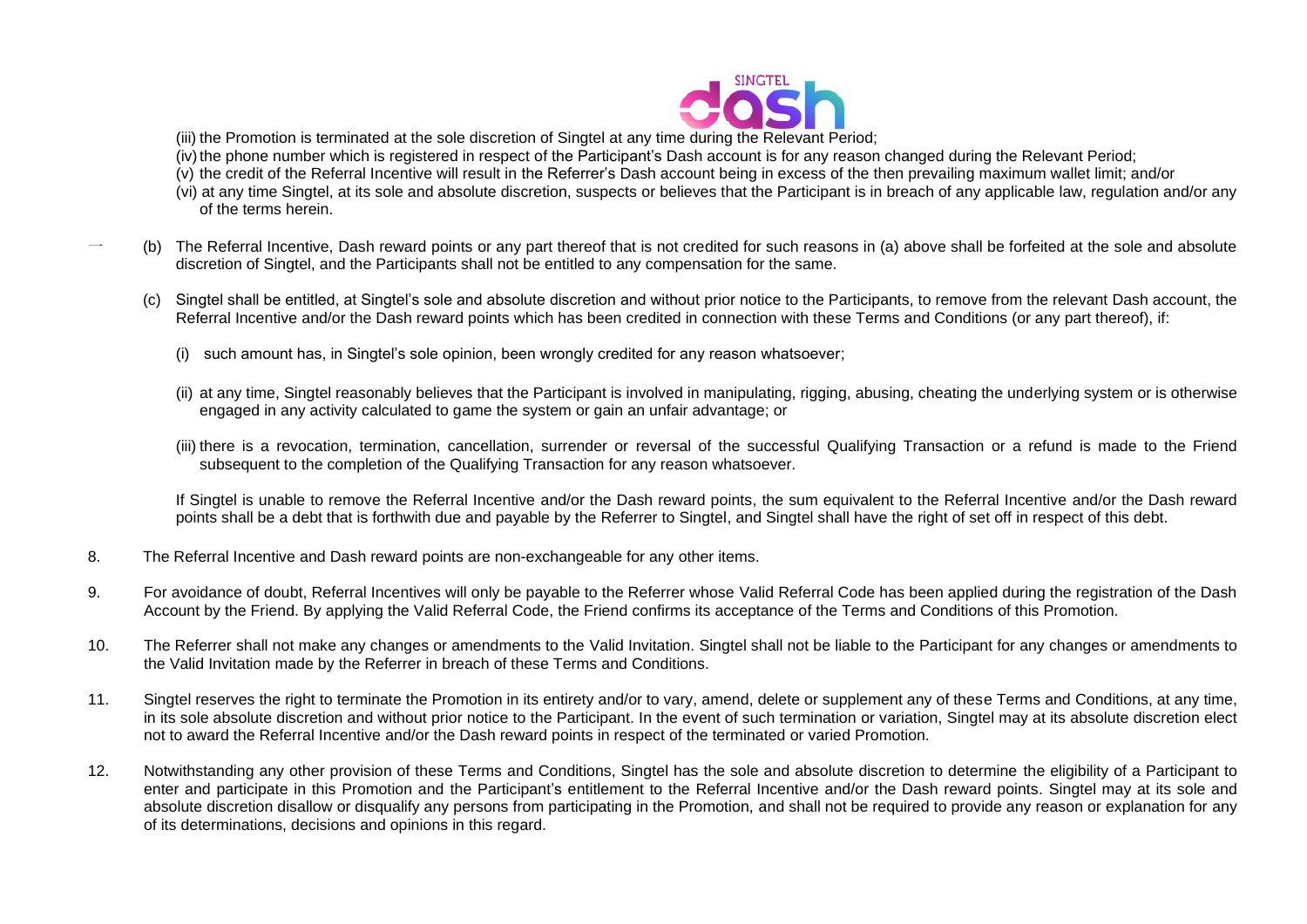(iii) the Promotion is terminated at the sole discretion of Singtel at any time during the Relevant Period;

(iv) the phone number which is registered in respect of the Participant's Dash account is for any reason changed during the Relevant Period;

(v) the credit of the Referral Incentive will result in the Referrer's Dash account being in excess of the then prevailing maximum wallet limit; and/or

(vi) at any time Singtel, at its sole and absolute discretion, suspects or believes that the Participant is in breach of any applicable law, regulation and/or any of the terms herein.

(b) The Referral Incentive, Dash reward points or any part thereof that is not credited for such reasons in (a) above shall be forfeited at the sole and absolute discretion of Singtel, and the Participants shall not be entitled to any compensation for the same.

(c) Singtel shall be entitled, at Singtel's sole and absolute discretion and without prior notice to the Participants, to remove from the relevant Dash account, the Referral Incentive and/or the Dash reward points which has been credited in connection with these Terms and Conditions (or any part thereof), if:

(i) such amount has, in Singtel's sole opinion, been wrongly credited for any reason whatsoever;

(ii) at any time, Singtel reasonably believes that the Participant is involved in manipulating, rigging, abusing, cheating the underlying system or is otherwise engaged in any activity calculated to game the system or gain an unfair advantage; or

(iii) there is a revocation, termination, cancellation, surrender or reversal of the successful Qualifying Transaction or a refund is made to the Friend subsequent to the completion of the Qualifying Transaction for any reason whatsoever.

If Singtel is unable to remove the Referral Incentive and/or the Dash reward points, the sum equivalent to the Referral Incentive and/or the Dash reward points shall be a debt that is forthwith due and payable by the Referrer to Singtel, and Singtel shall have the right of set off in respect of this debt.

8. The Referral Incentive and Dash reward points are non-exchangeable for any other items.

9. For avoidance of doubt, Referral Incentives will only be payable to the Referrer whose Valid Referral Code has been applied during the registration of the Dash Account by the Friend. By applying the Valid Referral Code, the Friend confirms its acceptance of the Terms and Conditions of this Promotion.

10. The Referrer shall not make any changes or amendments to the Valid Invitation. Singtel shall not be liable to the Participant for any changes or amendments to the Valid Invitation made by the Referrer in breach of these Terms and Conditions.

11. Singtel reserves the right to terminate the Promotion in its entirety and/or to vary, amend, delete or supplement any of these Terms and Conditions, at any time, in its sole absolute discretion and without prior notice to the Participant. In the event of such termination or variation, Singtel may at its absolute discretion elect not to award the Referral Incentive and/or the Dash reward points in respect of the terminated or varied Promotion.

12. Notwithstanding any other provision of these Terms and Conditions, Singtel has the sole and absolute discretion to determine the eligibility of a Participant to enter and participate in this Promotion and the Participant's entitlement to the Referral Incentive and/or the Dash reward points. Singtel may at its sole and absolute discretion disallow or disqualify any persons from participating in the Promotion, and shall not be required to provide any reason or explanation for any of its determinations, decisions and opinions in this regard.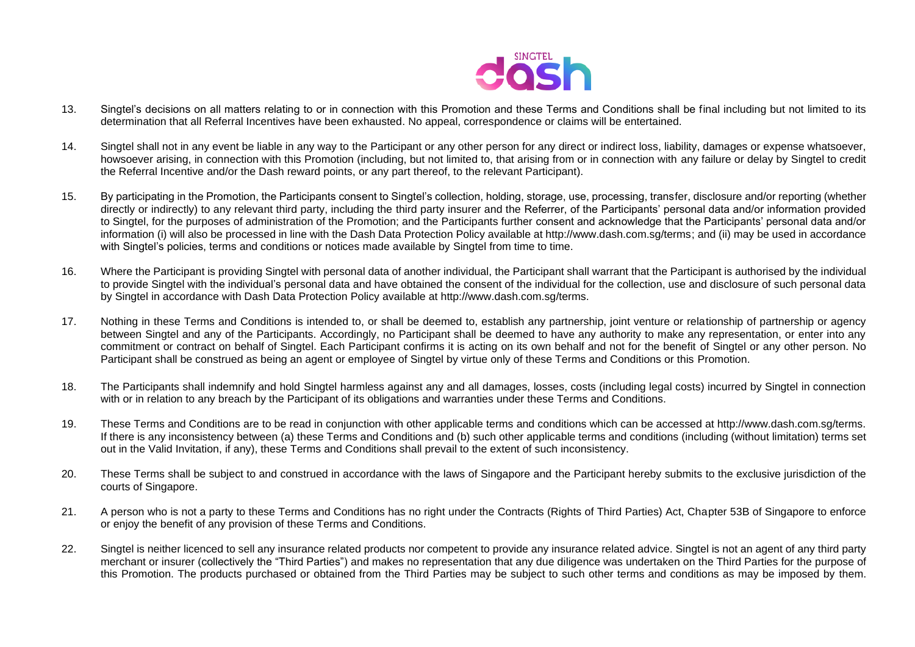13. Singtel's decisions on all matters relating to or in connection with this Promotion and these Terms and Conditions shall be final including but not limited to its determination that all Referral Incentives have been exhausted. No appeal, correspondence or claims will be entertained.

14. Singtel shall not in any event be liable in any way to the Participant or any other person for any direct or indirect loss, liability, damages or expense whatsoever, howsoever arising, in connection with this Promotion (including, but not limited to, that arising from or in connection with any failure or delay by Singtel to credit the Referral Incentive and/or the Dash reward points, or any part thereof, to the relevant Participant).

15. By participating in the Promotion, the Participants consent to Singtel's collection, holding, storage, use, processing, transfer, disclosure and/or reporting (whether directly or indirectly) to any relevant third party, including the third party insurer and the Referrer, of the Participants' personal data and/or information provided to Singtel, for the purposes of administration of the Promotion; and the Participants further consent and acknowledge that the Participants' personal data and/or information (i) will also be processed in line with the Dash Data Protection Policy available at http://www.dash.com.sg/terms; and (ii) may be used in accordance with Singtel's policies, terms and conditions or notices made available by Singtel from time to time.

16. Where the Participant is providing Singtel with personal data of another individual, the Participant shall warrant that the Participant is authorised by the individual to provide Singtel with the individual's personal data and have obtained the consent of the individual for the collection, use and disclosure of such personal data by Singtel in accordance with Dash Data Protection Policy available at http://www.dash.com.sg/terms.

17. Nothing in these Terms and Conditions is intended to, or shall be deemed to, establish any partnership, joint venture or relationship of partnership or agency between Singtel and any of the Participants. Accordingly, no Participant shall be deemed to have any authority to make any representation, or enter into any commitment or contract on behalf of Singtel. Each Participant confirms it is acting on its own behalf and not for the benefit of Singtel or any other person. No Participant shall be construed as being an agent or employee of Singtel by virtue only of these Terms and Conditions or this Promotion.

18. The Participants shall indemnify and hold Singtel harmless against any and all damages, losses, costs (including legal costs) incurred by Singtel in connection with or in relation to any breach by the Participant of its obligations and warranties under these Terms and Conditions.

19. These Terms and Conditions are to be read in conjunction with other applicable terms and conditions which can be accessed at http://www.dash.com.sg/terms. If there is any inconsistency between (a) these Terms and Conditions and (b) such other applicable terms and conditions (including (without limitation) terms set out in the Valid Invitation, if any), these Terms and Conditions shall prevail to the extent of such inconsistency.

20. These Terms shall be subject to and construed in accordance with the laws of Singapore and the Participant hereby submits to the exclusive jurisdiction of the courts of Singapore.

21. A person who is not a party to these Terms and Conditions has no right under the Contracts (Rights of Third Parties) Act, Chapter 53B of Singapore to enforce or enjoy the benefit of any provision of these Terms and Conditions.

22. Singtel is neither licenced to sell any insurance related products nor competent to provide any insurance related advice. Singtel is not an agent of any third party merchant or insurer (collectively the "Third Parties") and makes no representation that any due diligence was undertaken on the Third Parties for the purpose of this Promotion. The products purchased or obtained from the Third Parties may be subject to such other terms and conditions as may be imposed by them.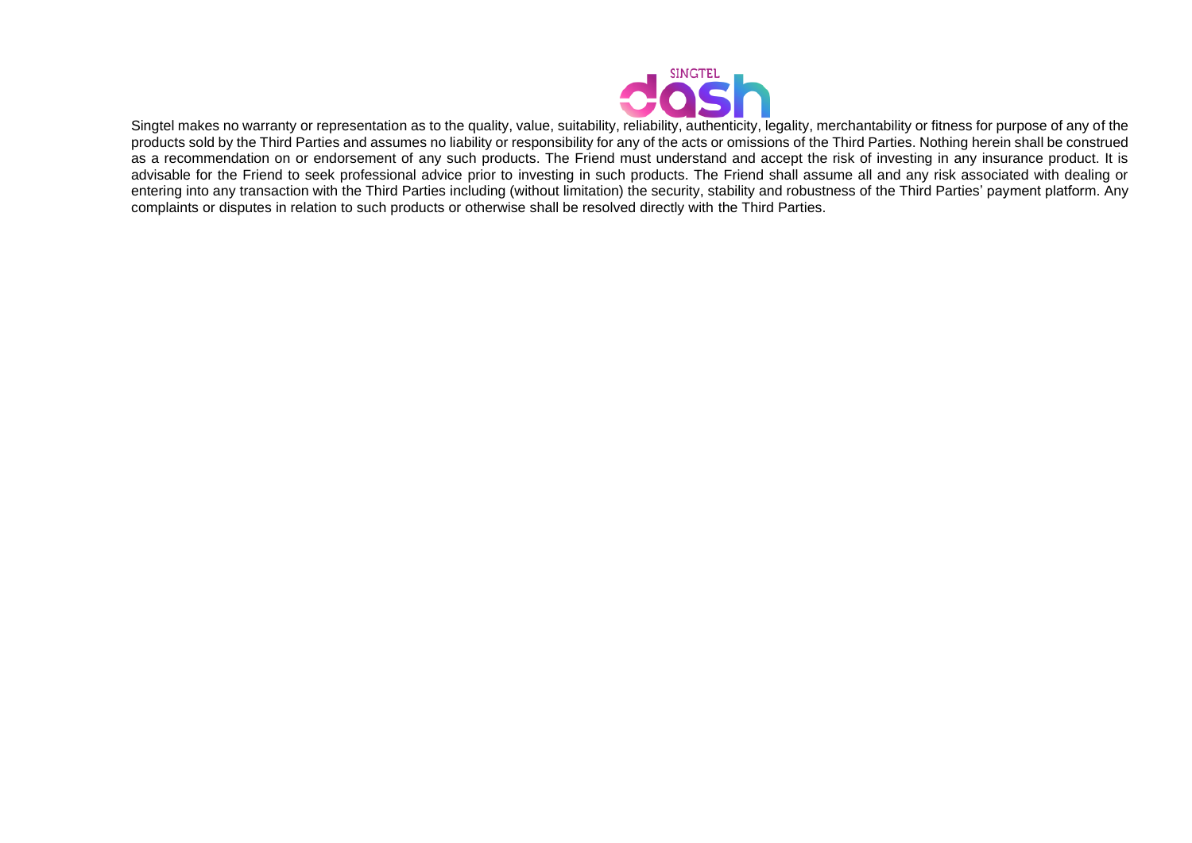Singtel makes no warranty or representation as to the quality, value, suitability, reliability, authenticity, legality, merchantability or fitness for purpose of any of the products sold by the Third Parties and assumes no liability or responsibility for any of the acts or omissions of the Third Parties. Nothing herein shall be construed as a recommendation on or endorsement of any such products. The Friend must understand and accept the risk of investing in any insurance product. It is advisable for the Friend to seek professional advice prior to investing in such products. The Friend shall assume all and any risk associated with dealing or entering into any transaction with the Third Parties including (without limitation) the security, stability and robustness of the Third Parties' payment platform. Any complaints or disputes in relation to such products or otherwise shall be resolved directly with the Third Parties.